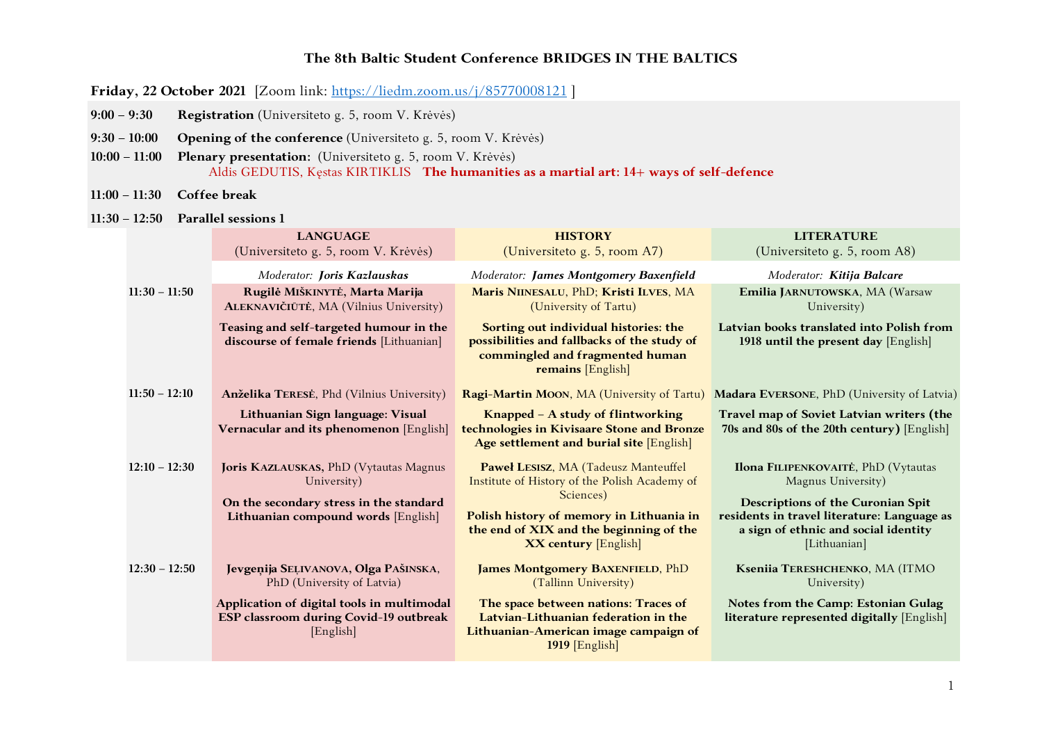# The 8th Baltic Student Conference BRIDGES IN THE BALTICS

**Friday, 22 October 2021** [Zoom link: https://liedm.zoom.us/j/85770008121 ]

**9:00 – 9:30** **Registration** (Universiteto g. 5, room V. Krėvės)

**9:30 – 10:00** **Opening of the conference** (Universiteto g. 5, room V. Krėvės)

**10:00 – 11:00** **Plenary presentation:** (Universiteto g. 5, room V. Krėvės)
Aldis GEDUTIS, Kęstas KIRTIKLIS **The humanities as a martial art: 14+ ways of self-defence**

**11:00 – 11:30** **Coffee break**

**11:30 – 12:50** **Parallel sessions 1**

| | **LANGUAGE** (Universiteto g. 5, room V. Krėvės) | **HISTORY** (Universiteto g. 5, room A7) | **LITERATURE** (Universiteto g. 5, room A8) |
|---|---|---|---|
| | *Moderator:* ***Joris Kazlauskas*** | *Moderator:* ***James Montgomery Baxenfield*** | *Moderator:* ***Kitija Balcare*** |
| **11:30 – 11:50** | **Rugilė MIŠKINYTĖ, Marta Marija ALEKNAVIČIŪTĖ**, MA (Vilnius University)<br>**Teasing and self-targeted humour in the discourse of female friends** [Lithuanian] | **Maris NIINESALU**, PhD; **Kristi ILVES**, MA (University of Tartu)<br>**Sorting out individual histories: the possibilities and fallbacks of the study of commingled and fragmented human remains** [English] | **Emilia JARNUTOWSKA**, MA (Warsaw University)<br>**Latvian books translated into Polish from 1918 until the present day** [English] |
| **11:50 – 12:10** | **Anželika TERESĖ**, Phd (Vilnius University)<br>**Lithuanian Sign language: Visual Vernacular and its phenomenon** [English] | **Ragi-Martin MOON**, MA (University of Tartu)<br>**Knapped – A study of flintworking technologies in Kivisaare Stone and Bronze Age settlement and burial site** [English] | **Madara EVERSONE**, PhD (University of Latvia)<br>**Travel map of Soviet Latvian writers (the 70s and 80s of the 20th century)** [English] |
| **12:10 – 12:30** | **Joris KAZLAUSKAS,** PhD (Vytautas Magnus University)<br>**On the secondary stress in the standard Lithuanian compound words** [English] | **Paweł LESISZ**, MA (Tadeusz Manteuffel Institute of History of the Polish Academy of Sciences)<br>**Polish history of memory in Lithuania in the end of XIX and the beginning of the XX century** [English] | **Ilona FILIPENKOVAITĖ**, PhD (Vytautas Magnus University)<br>**Descriptions of the Curonian Spit residents in travel literature: Language as a sign of ethnic and social identity** [Lithuanian] |
| **12:30 – 12:50** | **Jevgeņija SEĻIVANOVA, Olga PAŠINSKA**, PhD (University of Latvia)<br>**Application of digital tools in multimodal ESP classroom during Covid-19 outbreak** [English] | **James Montgomery BAXENFIELD**, PhD (Tallinn University)<br>**The space between nations: Traces of Latvian-Lithuanian federation in the Lithuanian-American image campaign of 1919** [English] | **Kseniia TERESHCHENKO**, MA (ITMO University)<br>**Notes from the Camp: Estonian Gulag literature represented digitally** [English] |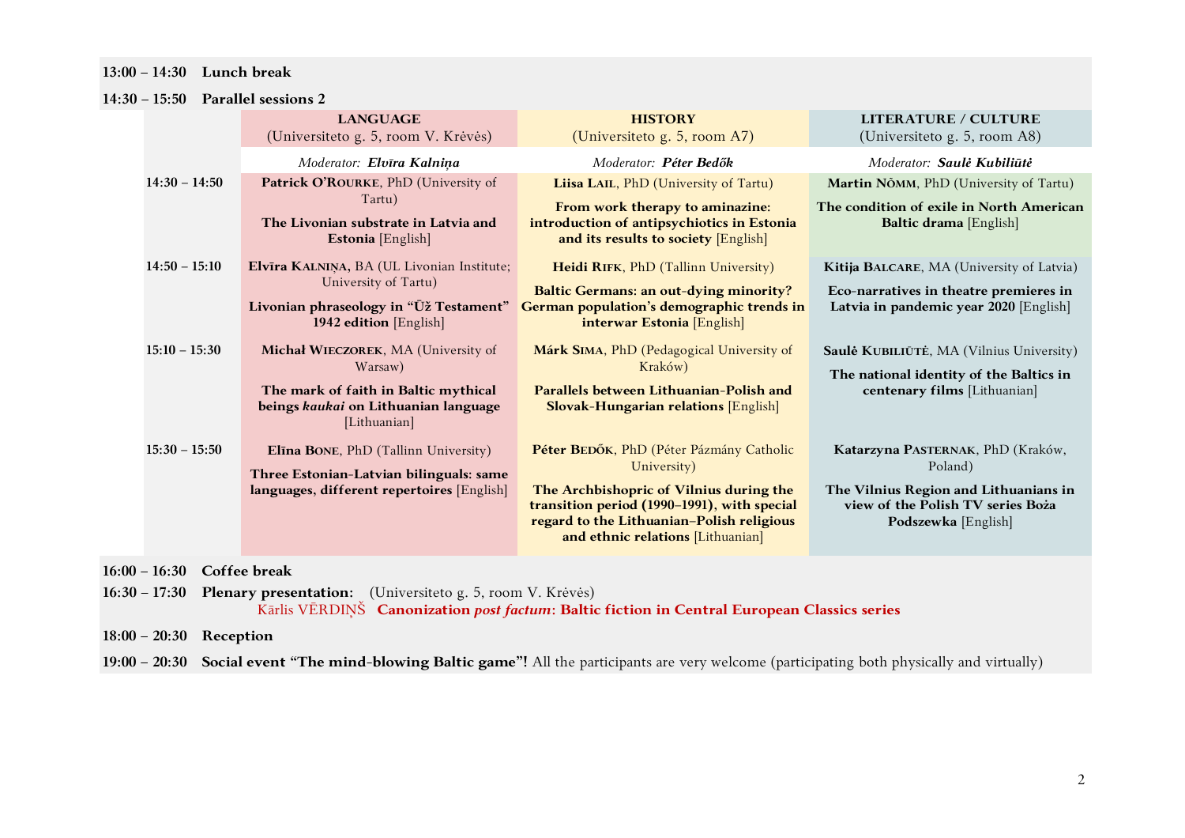**13:00 – 14:30 Lunch break**

**14:30 – 15:50 Parallel sessions 2**

| | **LANGUAGE** (Universiteto g. 5, room V. Krėvės) | **HISTORY** (Universiteto g. 5, room A7) | **LITERATURE / CULTURE** (Universiteto g. 5, room A8) |
|---|---|---|---|
| | Moderator: ***Elvīra Kalniņa*** | Moderator: ***Péter Bedők*** | Moderator: ***Saulė Kubiliūtė*** |
| **14:30 – 14:50** | **Patrick O'Rourke**, PhD (University of Tartu) **The Livonian substrate in Latvia and Estonia** [English] | **Liisa Lail**, PhD (University of Tartu) **From work therapy to aminazine: introduction of antipsychiotics in Estonia and its results to society** [English] | **Martin Nõmm**, PhD (University of Tartu) **The condition of exile in North American Baltic drama** [English] |
| **14:50 – 15:10** | **Elvīra Kalniņa**, BA (UL Livonian Institute; University of Tartu) **Livonian phraseology in "Ūž Testament" 1942 edition** [English] | **Heidi Rifk**, PhD (Tallinn University) **Baltic Germans: an out-dying minority? German population's demographic trends in interwar Estonia** [English] | **Kitija Balcare**, MA (University of Latvia) **Eco-narratives in theatre premieres in Latvia in pandemic year 2020** [English] |
| **15:10 – 15:30** | **Michał Wieczorek**, MA (University of Warsaw) **The mark of faith in Baltic mythical beings *kaukai* on Lithuanian language** [Lithuanian] | **Márk Sima**, PhD (Pedagogical University of Kraków) **Parallels between Lithuanian-Polish and Slovak-Hungarian relations** [English] | **Saulė Kubiliūtė**, MA (Vilnius University) **The national identity of the Baltics in centenary films** [Lithuanian] |
| **15:30 – 15:50** | **Elīna Bone**, PhD (Tallinn University) **Three Estonian-Latvian bilinguals: same languages, different repertoires** [English] | **Péter Bedők**, PhD (Péter Pázmány Catholic University) **The Archbishopric of Vilnius during the transition period (1990–1991), with special regard to the Lithuanian–Polish religious and ethnic relations** [Lithuanian] | **Katarzyna Pasternak**, PhD (Kraków, Poland) **The Vilnius Region and Lithuanians in view of the Polish TV series Boża Podszewka** [English] |

**16:00 – 16:30 Coffee break**

**16:30 – 17:30 Plenary presentation:** (Universiteto g. 5, room V. Krėvės)
Kārlis VĒRDIŅŠ **Canonization *post factum*: Baltic fiction in Central European Classics series**

**18:00 – 20:30 Reception**

**19:00 – 20:30 Social event "The mind-blowing Baltic game"!** All the participants are very welcome (participating both physically and virtually)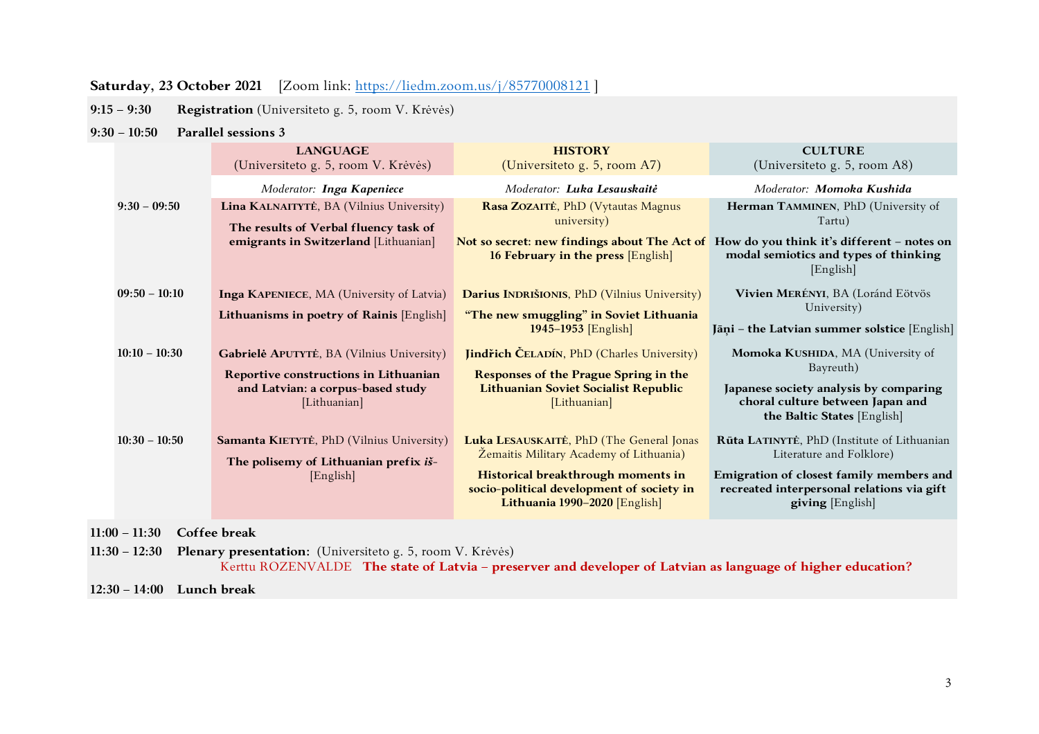**Saturday, 23 October 2021** [Zoom link: https://liedm.zoom.us/j/85770008121 ]

**9:15 – 9:30** **Registration** (Universiteto g. 5, room V. Krėvės)

**9:30 – 10:50** **Parallel sessions 3**

| | **LANGUAGE** (Universiteto g. 5, room V. Krėvės) | **HISTORY** (Universiteto g. 5, room A7) | **CULTURE** (Universiteto g. 5, room A8) |
|---|---|---|---|
| | *Moderator:* ***Inga Kapeniece*** | *Moderator:* ***Luka Lesauskaitė*** | *Moderator:* ***Momoka Kushida*** |
| **9:30 – 09:50** | **Lina KALNAITYTĖ**, BA (Vilnius University) **The results of Verbal fluency task of emigrants in Switzerland** [Lithuanian] | **Rasa ZOZAITĖ**, PhD (Vytautas Magnus university) **Not so secret: new findings about The Act of 16 February in the press** [English] | **Herman TAMMINEN**, PhD (University of Tartu) **How do you think it's different – notes on modal semiotics and types of thinking** [English] |
| **09:50 – 10:10** | **Inga KAPENIECE**, MA (University of Latvia) **Lithuanisms in poetry of Rainis** [English] | **Darius INDRIŠIONIS**, PhD (Vilnius University) **"The new smuggling" in Soviet Lithuania 1945–1953** [English] | **Vivien MERÉNYI**, BA (Loránd Eötvös University) **Jāņi – the Latvian summer solstice** [English] |
| **10:10 – 10:30** | **Gabrielė APUTYTĖ**, BA (Vilnius University) **Reportive constructions in Lithuanian and Latvian: a corpus-based study** [Lithuanian] | **Jindřich ČELADÍN**, PhD (Charles University) **Responses of the Prague Spring in the Lithuanian Soviet Socialist Republic** [Lithuanian] | **Momoka KUSHIDA**, MA (University of Bayreuth) **Japanese society analysis by comparing choral culture between Japan and the Baltic States** [English] |
| **10:30 – 10:50** | **Samanta KIETYTĖ**, PhD (Vilnius University) **The polisemy of Lithuanian prefix *iš*-** [English] | **Luka LESAUSKAITĖ**, PhD (The General Jonas Žemaitis Military Academy of Lithuania) **Historical breakthrough moments in socio-political development of society in Lithuania 1990–2020** [English] | **Rūta LATINYTĖ**, PhD (Institute of Lithuanian Literature and Folklore) **Emigration of closest family members and recreated interpersonal relations via gift giving** [English] |

**11:00 – 11:30** **Coffee break**

**11:30 – 12:30** **Plenary presentation:** (Universiteto g. 5, room V. Krėvės)
Kerttu ROZENVALDE **The state of Latvia – preserver and developer of Latvian as language of higher education?**

**12:30 – 14:00** **Lunch break**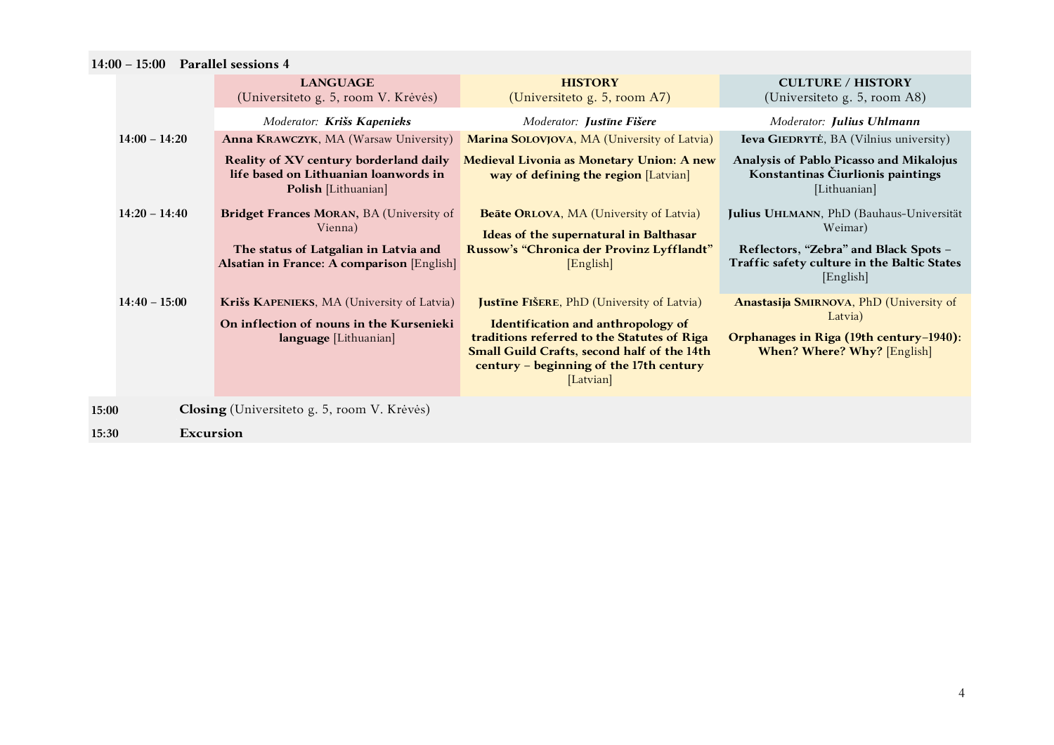| 14:00 – 15:00 | Parallel sessions 4 | | |
|---|---|---|---|
| | **LANGUAGE** (Universiteto g. 5, room V. Krėvės) | **HISTORY** (Universiteto g. 5, room A7) | **CULTURE / HISTORY** (Universiteto g. 5, room A8) |
| | *Moderator:* ***Krišs Kapenieks*** | *Moderator:* ***Justīne Fišere*** | *Moderator:* ***Julius Uhlmann*** |
| **14:00 – 14:20** | **Anna KRAWCZYK**, MA (Warsaw University)<br>**Reality of XV century borderland daily life based on Lithuanian loanwords in Polish** [Lithuanian] | **Marina SOLOVJOVA**, MA (University of Latvia)<br>**Medieval Livonia as Monetary Union: A new way of defining the region** [Latvian] | **Ieva GIEDRYTĖ**, BA (Vilnius university)<br>**Analysis of Pablo Picasso and Mikalojus Konstantinas Čiurlionis paintings** [Lithuanian] |
| **14:20 – 14:40** | **Bridget Frances MORAN**, BA (University of Vienna)<br>**The status of Latgalian in Latvia and Alsatian in France: A comparison** [English] | **Beāte ORLOVA**, MA (University of Latvia)<br>**Ideas of the supernatural in Balthasar Russow's "Chronica der Provinz Lyfflandt"** [English] | **Julius UHLMANN**, PhD (Bauhaus-Universität Weimar)<br>**Reflectors, "Zebra" and Black Spots – Traffic safety culture in the Baltic States** [English] |
| **14:40 – 15:00** | **Krišs KAPENIEKS**, MA (University of Latvia)<br>**On inflection of nouns in the Kursenieki language** [Lithuanian] | **Justīne FIŠERE**, PhD (University of Latvia)<br>**Identification and anthropology of traditions referred to the Statutes of Riga Small Guild Crafts, second half of the 14th century – beginning of the 17th century** [Latvian] | **Anastasija SMIRNOVA**, PhD (University of Latvia)<br>**Orphanages in Riga (19th century–1940): When? Where? Why?** [English] |

**15:00** **Closing** (Universiteto g. 5, room V. Krėvės)

**15:30** **Excursion**